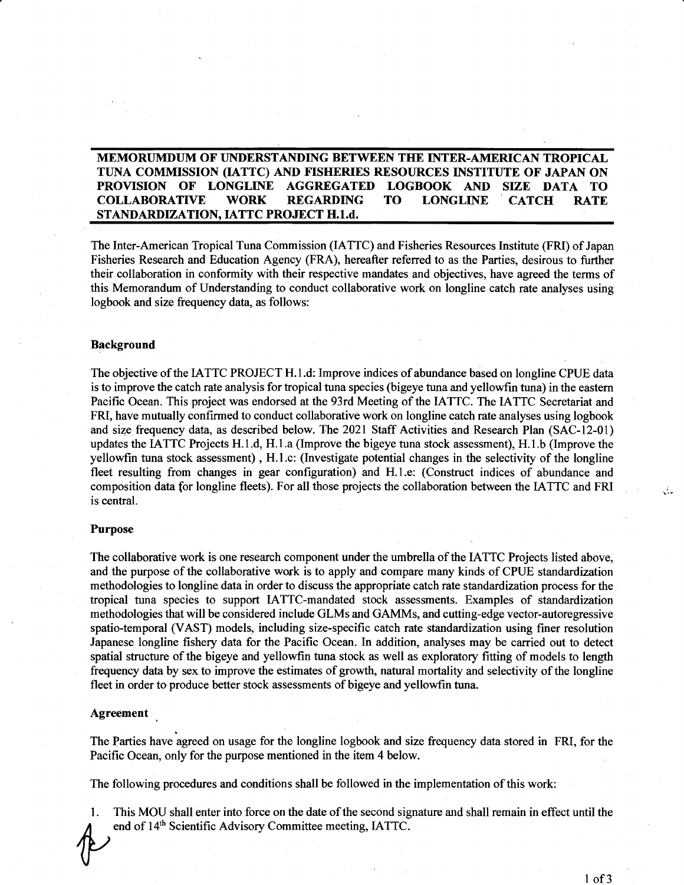**MEMORUMDUM OF UNDERSTANDING BETWEEN THE INTER-AMERICAN TROPICAL TUNA COMMISSION (IATTC) AND FISHERIES RESOURCES INSTITUTE OF JAPAN ON PROVISION OF LONGLINE AGGREGATED LOGBOOK AND SIZE DATA TO COLLABORATIVE WORK REGARDING TO LONGLINE CATCH RATE STANDARDIZATION, IATTC PROJECT H.1.d.**

The Inter-American Tropical Tuna Commission (IATTC) and Fisheries Resources Institute (FRI) of Japan Fisheries Research and Education Agency (FRA), hereafter referred to as the Parties, desirous to further their collaboration in conformity with their respective mandates and objectives, have agreed the terms of this Memorandum of Understanding to conduct collaborative work on longline catch rate analyses using logbook and size frequency data, as follows:

**Background**

The objective of the IATTC PROJECT H.1.d: Improve indices of abundance based on longline CPUE data is to improve the catch rate analysis for tropical tuna species (bigeye tuna and yellowfin tuna) in the eastern Pacific Ocean. This project was endorsed at the 93rd Meeting of the IATTC. The IATTC Secretariat and FRI, have mutually confirmed to conduct collaborative work on longline catch rate analyses using logbook and size frequency data, as described below. The 2021 Staff Activities and Research Plan (SAC-12-01) updates the IATTC Projects H.1.d, H.1.a (Improve the bigeye tuna stock assessment), H.1.b (Improve the yellowfin tuna stock assessment) , H.1.c: (Investigate potential changes in the selectivity of the longline fleet resulting from changes in gear configuration) and H.1.e: (Construct indices of abundance and composition data for longline fleets). For all those projects the collaboration between the IATTC and FRI is central.

**Purpose**

The collaborative work is one research component under the umbrella of the IATTC Projects listed above, and the purpose of the collaborative work is to apply and compare many kinds of CPUE standardization methodologies to longline data in order to discuss the appropriate catch rate standardization process for the tropical tuna species to support IATTC-mandated stock assessments. Examples of standardization methodologies that will be considered include GLMs and GAMMs, and cutting-edge vector-autoregressive spatio-temporal (VAST) models, including size-specific catch rate standardization using finer resolution Japanese longline fishery data for the Pacific Ocean. In addition, analyses may be carried out to detect spatial structure of the bigeye and yellowfin tuna stock as well as exploratory fitting of models to length frequency data by sex to improve the estimates of growth, natural mortality and selectivity of the longline fleet in order to produce better stock assessments of bigeye and yellowfin tuna.

**Agreement**

The Parties have agreed on usage for the longline logbook and size frequency data stored in FRI, for the Pacific Ocean, only for the purpose mentioned in the item 4 below.

The following procedures and conditions shall be followed in the implementation of this work:

1. This MOU shall enter into force on the date of the second signature and shall remain in effect until the end of 14th Scientific Advisory Committee meeting, IATTC.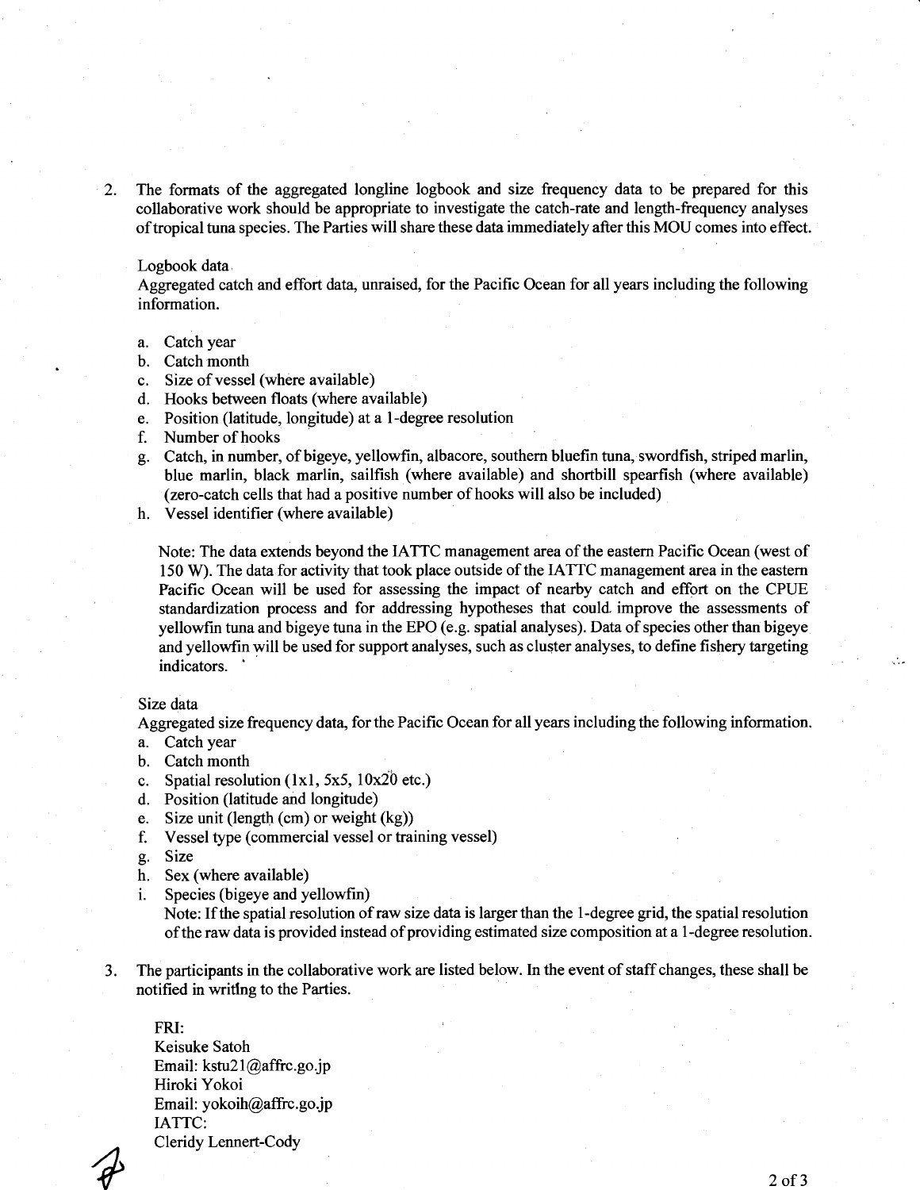2. The formats of the aggregated longline logbook and size frequency data to be prepared for this collaborative work should be appropriate to investigate the catch-rate and length-frequency analyses of tropical tuna species. The Parties will share these data immediately after this MOU comes into effect.

   Logbook data
   Aggregated catch and effort data, unraised, for the Pacific Ocean for all years including the following information.

   a. Catch year
   b. Catch month
   c. Size of vessel (where available)
   d. Hooks between floats (where available)
   e. Position (latitude, longitude) at a 1-degree resolution
   f. Number of hooks
   g. Catch, in number, of bigeye, yellowfin, albacore, southern bluefin tuna, swordfish, striped marlin, blue marlin, black marlin, sailfish (where available) and shortbill spearfish (where available) (zero-catch cells that had a positive number of hooks will also be included)
   h. Vessel identifier (where available)

   Note: The data extends beyond the IATTC management area of the eastern Pacific Ocean (west of 150 W). The data for activity that took place outside of the IATTC management area in the eastern Pacific Ocean will be used for assessing the impact of nearby catch and effort on the CPUE standardization process and for addressing hypotheses that could improve the assessments of yellowfin tuna and bigeye tuna in the EPO (e.g. spatial analyses). Data of species other than bigeye and yellowfin will be used for support analyses, such as cluster analyses, to define fishery targeting indicators.

   Size data
   Aggregated size frequency data, for the Pacific Ocean for all years including the following information.

   a. Catch year
   b. Catch month
   c. Spatial resolution (1x1, 5x5, 10x20 etc.)
   d. Position (latitude and longitude)
   e. Size unit (length (cm) or weight (kg))
   f. Vessel type (commercial vessel or training vessel)
   g. Size
   h. Sex (where available)
   i. Species (bigeye and yellowfin)
      Note: If the spatial resolution of raw size data is larger than the 1-degree grid, the spatial resolution of the raw data is provided instead of providing estimated size composition at a 1-degree resolution.

3. The participants in the collaborative work are listed below. In the event of staff changes, these shall be notified in writing to the Parties.

   FRI:
   Keisuke Satoh
   Email: kstu21@affrc.go.jp
   Hiroki Yokoi
   Email: yokoih@affrc.go.jp
   IATTC:
   Cleridy Lennert-Cody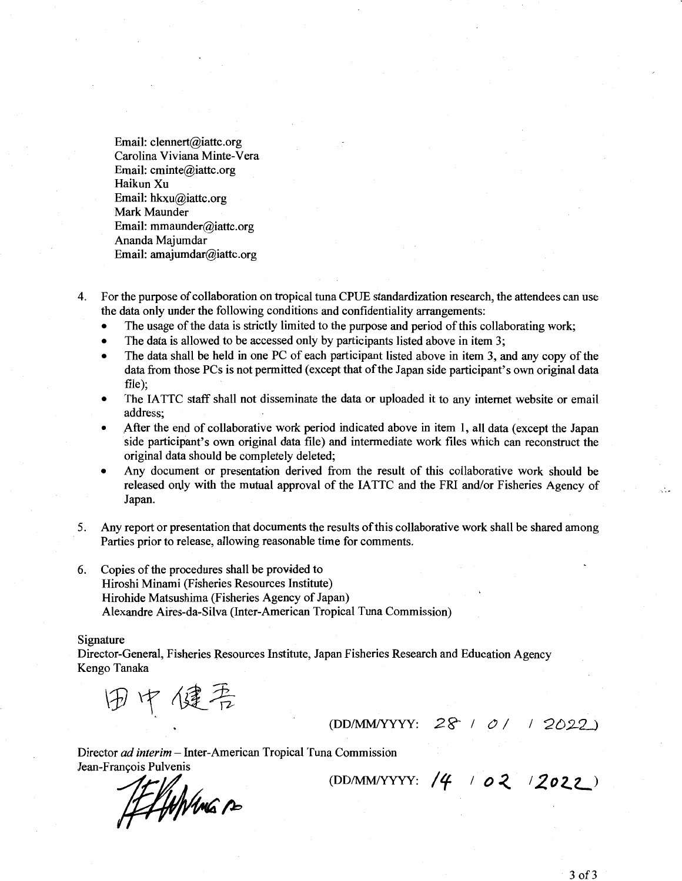Email: clennert@iattc.org
Carolina Viviana Minte-Vera
Email: cminte@iattc.org
Haikun Xu
Email: hkxu@iattc.org
Mark Maunder
Email: mmaunder@iattc.org
Ananda Majumdar
Email: amajumdar@iattc.org

4. For the purpose of collaboration on tropical tuna CPUE standardization research, the attendees can use the data only under the following conditions and confidentiality arrangements:
   - The usage of the data is strictly limited to the purpose and period of this collaborating work;
   - The data is allowed to be accessed only by participants listed above in item 3;
   - The data shall be held in one PC of each participant listed above in item 3, and any copy of the data from those PCs is not permitted (except that of the Japan side participant's own original data file);
   - The IATTC staff shall not disseminate the data or uploaded it to any internet website or email address;
   - After the end of collaborative work period indicated above in item 1, all data (except the Japan side participant's own original data file) and intermediate work files which can reconstruct the original data should be completely deleted;
   - Any document or presentation derived from the result of this collaborative work should be released only with the mutual approval of the IATTC and the FRI and/or Fisheries Agency of Japan.

5. Any report or presentation that documents the results of this collaborative work shall be shared among Parties prior to release, allowing reasonable time for comments.

6. Copies of the procedures shall be provided to
   Hiroshi Minami (Fisheries Resources Institute)
   Hirohide Matsushima (Fisheries Agency of Japan)
   Alexandre Aires-da-Silva (Inter-American Tropical Tuna Commission)

Signature
Director-General, Fisheries Resources Institute, Japan Fisheries Research and Education Agency
Kengo Tanaka

田中健吾

(DD/MM/YYYY: 28 / 01 / 2022)

Director *ad interim* – Inter-American Tropical Tuna Commission
Jean-François Pulvenis

(DD/MM/YYYY: 14 / 02 / 2022)